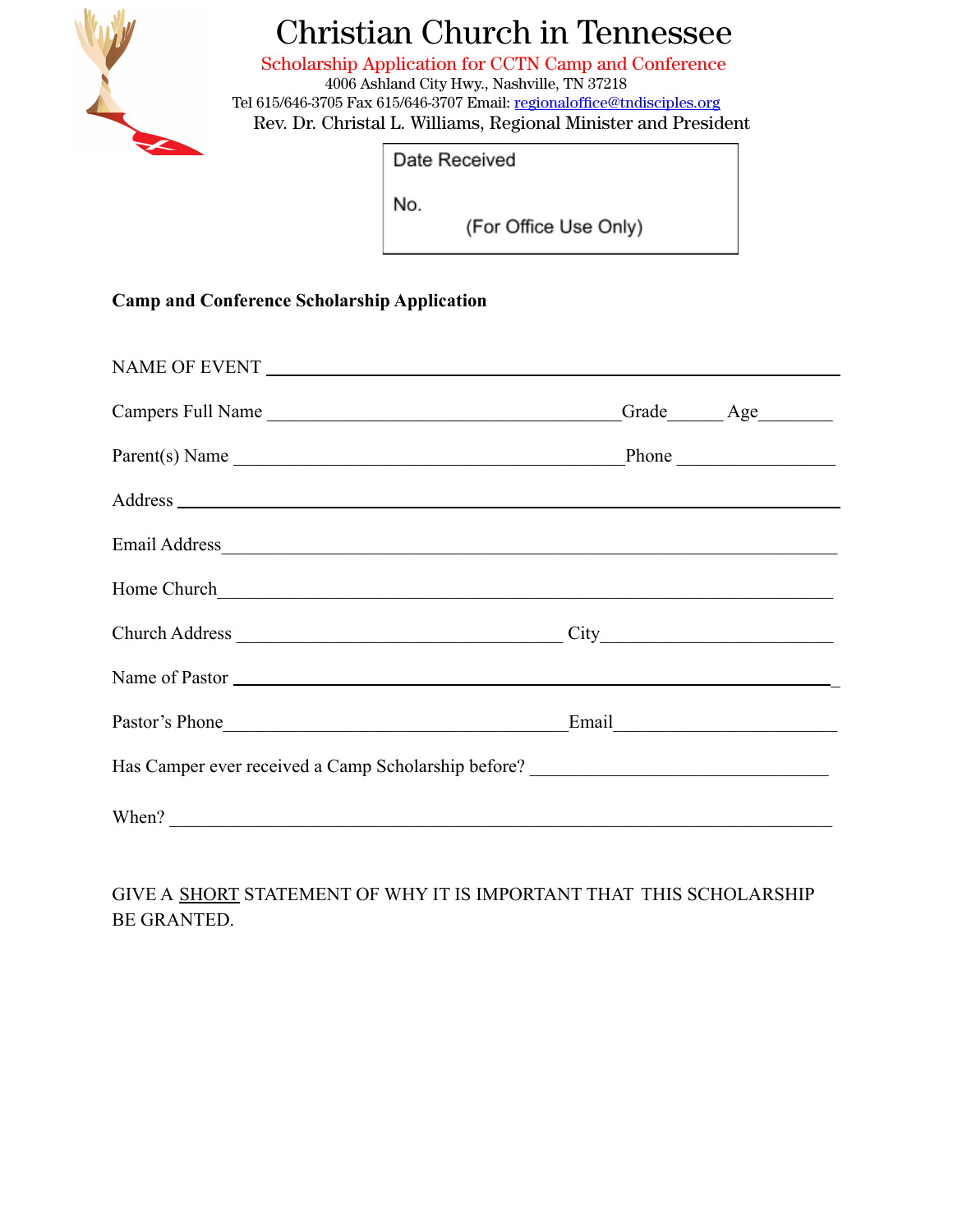# Christian Church in Tennessee

**Scholarship Application for CCTN Camp and Conference**

4006 Ashland City Hwy., Nashville, TN 37218

Tel 615/646-3705 Fax 615/646-3707 Email: regionaloffice@tndisciples.org

Rev. Dr. Christal L. Williams, Regional Minister and President

| Date Received |
|---|
| No. |
| (For Office Use Only) |

**Camp and Conference Scholarship Application**

NAME OF EVENT ______________________________________________

Campers Full Name ______________________________ Grade______ Age________

Parent(s) Name ______________________________ Phone _________________

Address ______________________________________________

Email Address______________________________________________

Home Church______________________________________________

Church Address ______________________________ City_________________________

Name of Pastor ______________________________________________

Pastor's Phone______________________________ Email________________________

Has Camper ever received a Camp Scholarship before? ________________________________

When? ______________________________________________

GIVE A <u>SHORT</u> STATEMENT OF WHY IT IS IMPORTANT THAT THIS SCHOLARSHIP BE GRANTED.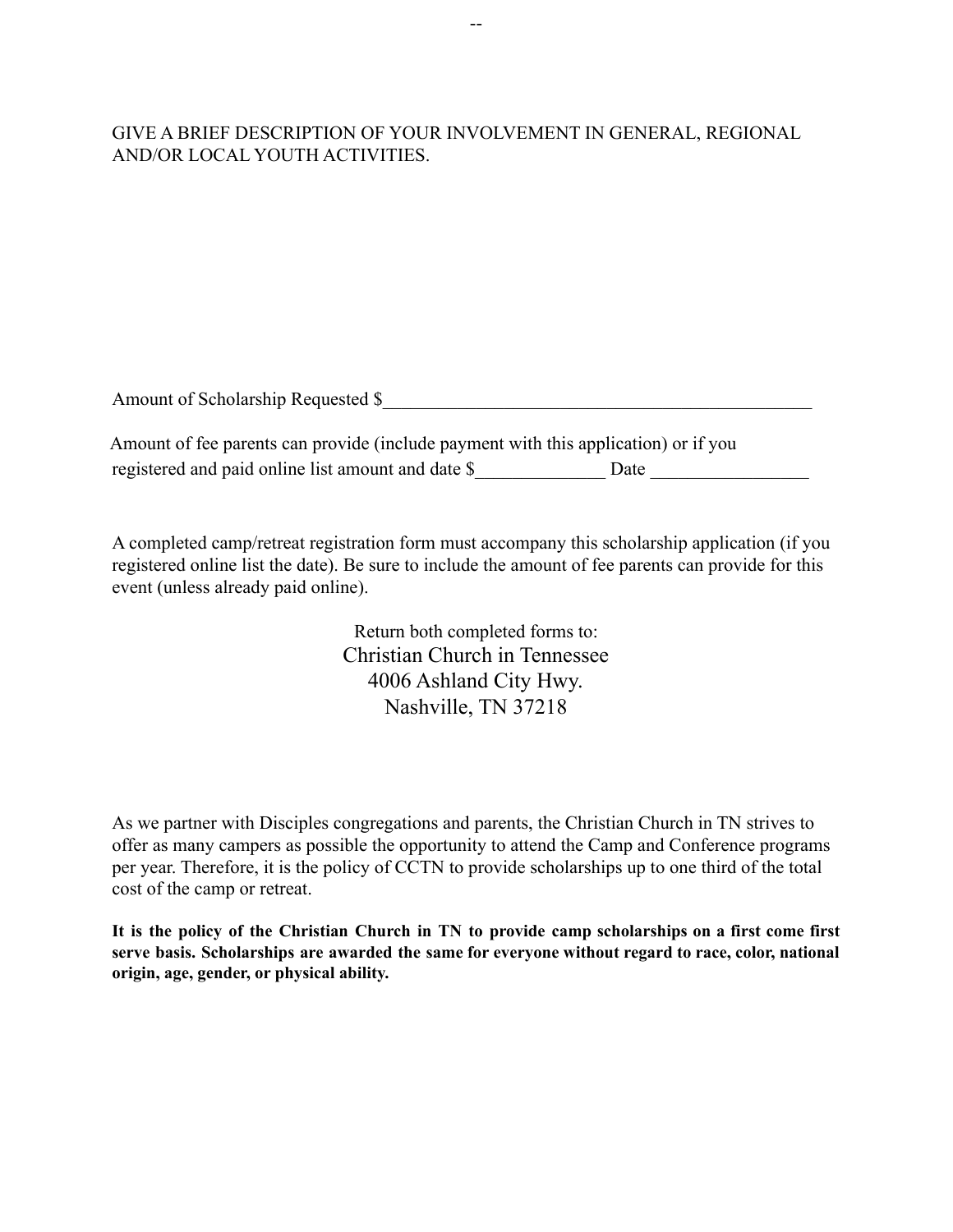GIVE A BRIEF DESCRIPTION OF YOUR INVOLVEMENT IN GENERAL, REGIONAL AND/OR LOCAL YOUTH ACTIVITIES.

Amount of Scholarship Requested $_______________________________________________

Amount of fee parents can provide (include payment with this application) or if you registered and paid online list amount and date $______________ Date _________________

A completed camp/retreat registration form must accompany this scholarship application (if you registered online list the date). Be sure to include the amount of fee parents can provide for this event (unless already paid online).

Return both completed forms to:
Christian Church in Tennessee
4006 Ashland City Hwy.
Nashville, TN 37218

As we partner with Disciples congregations and parents, the Christian Church in TN strives to offer as many campers as possible the opportunity to attend the Camp and Conference programs per year. Therefore, it is the policy of CCTN to provide scholarships up to one third of the total cost of the camp or retreat.

**It is the policy of the Christian Church in TN to provide camp scholarships on a first come first serve basis. Scholarships are awarded the same for everyone without regard to race, color, national origin, age, gender, or physical ability.**